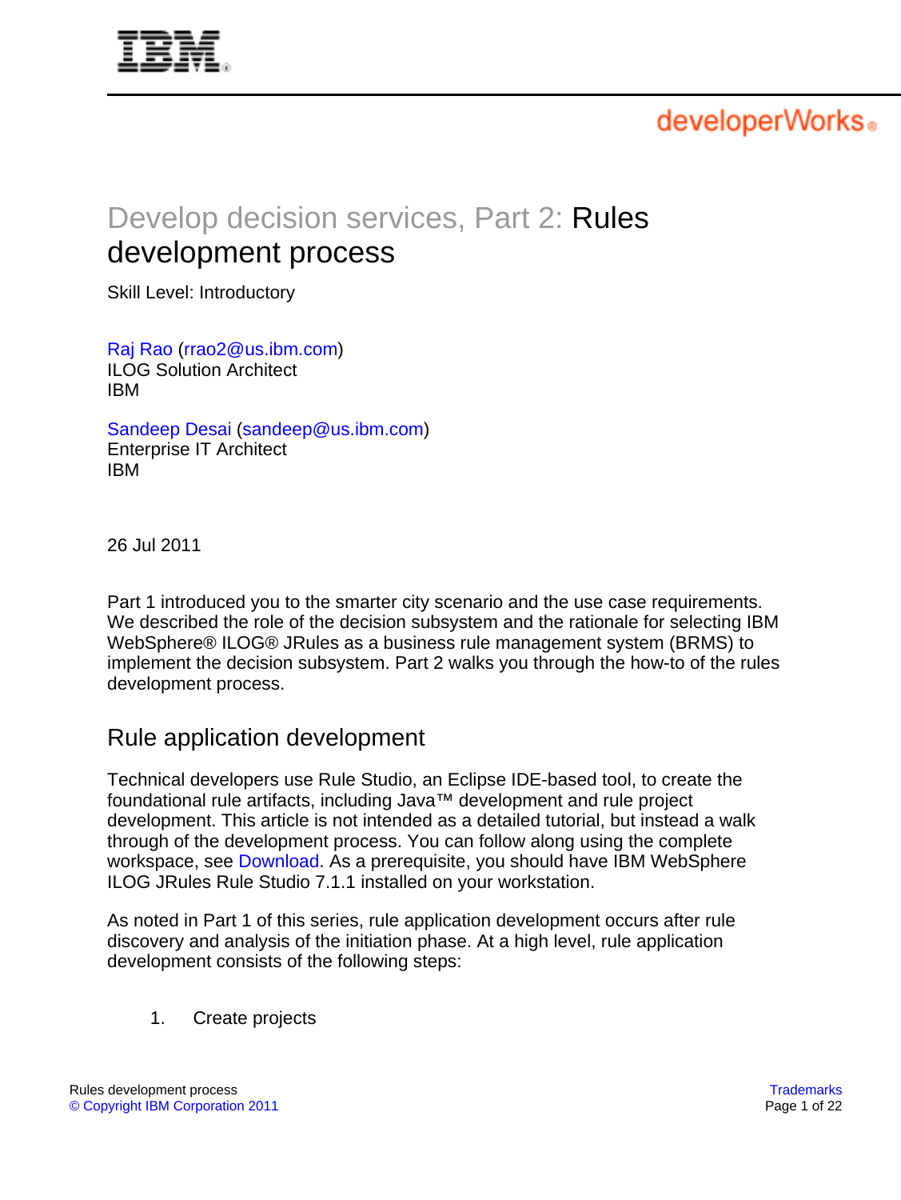# Develop decision services, Part 2: Rules development process

Skill Level: Introductory

Raj Rao (rrao2@us.ibm.com)
ILOG Solution Architect
IBM

Sandeep Desai (sandeep@us.ibm.com)
Enterprise IT Architect
IBM

26 Jul 2011

Part 1 introduced you to the smarter city scenario and the use case requirements. We described the role of the decision subsystem and the rationale for selecting IBM WebSphere® ILOG® JRules as a business rule management system (BRMS) to implement the decision subsystem. Part 2 walks you through the how-to of the rules development process.

## Rule application development

Technical developers use Rule Studio, an Eclipse IDE-based tool, to create the foundational rule artifacts, including Java™ development and rule project development. This article is not intended as a detailed tutorial, but instead a walk through of the development process. You can follow along using the complete workspace, see Download. As a prerequisite, you should have IBM WebSphere ILOG JRules Rule Studio 7.1.1 installed on your workstation.

As noted in Part 1 of this series, rule application development occurs after rule discovery and analysis of the initiation phase. At a high level, rule application development consists of the following steps:

1. Create projects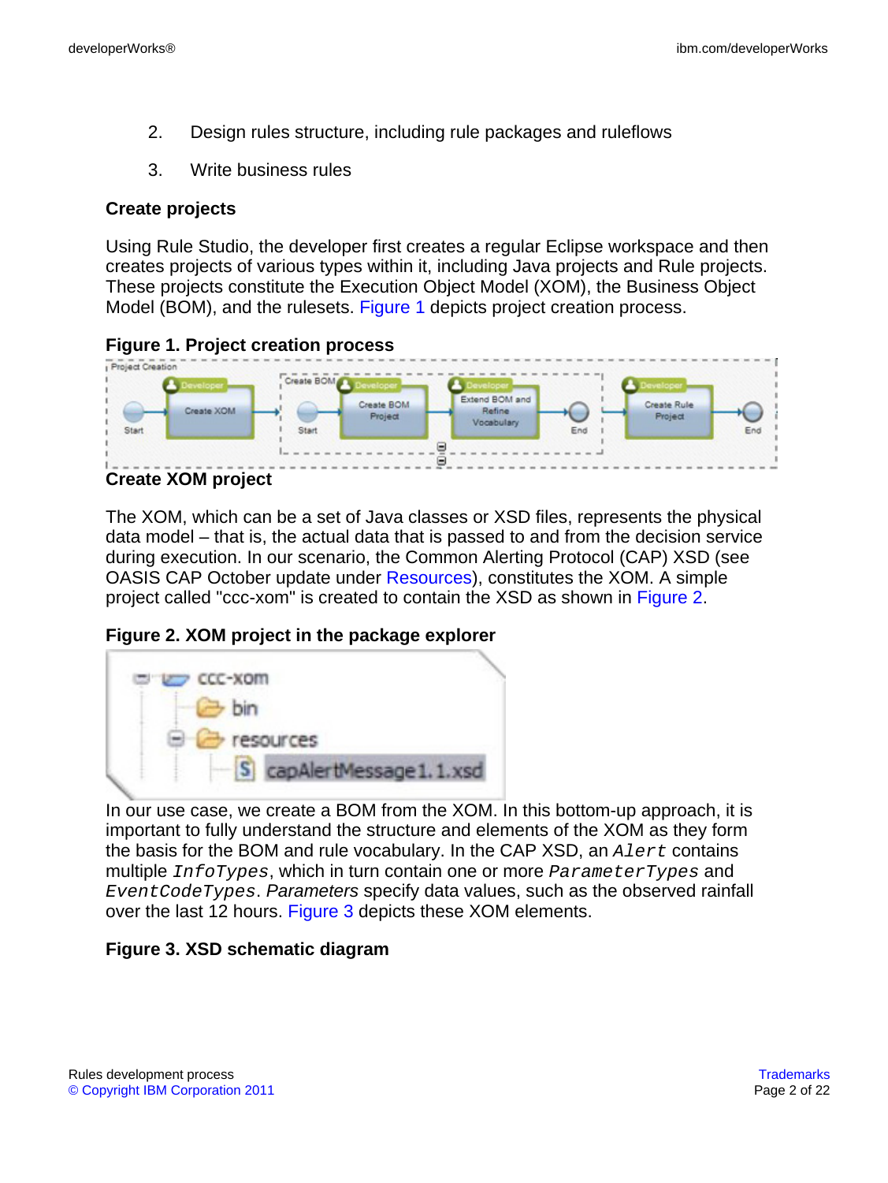2. Design rules structure, including rule packages and ruleflows
3. Write business rules

### Create projects

Using Rule Studio, the developer first creates a regular Eclipse workspace and then creates projects of various types within it, including Java projects and Rule projects. These projects constitute the Execution Object Model (XOM), the Business Object Model (BOM), and the rulesets. Figure 1 depicts project creation process.

**Figure 1. Project creation process**

### Create XOM project

The XOM, which can be a set of Java classes or XSD files, represents the physical data model – that is, the actual data that is passed to and from the decision service during execution. In our scenario, the Common Alerting Protocol (CAP) XSD (see OASIS CAP October update under Resources), constitutes the XOM. A simple project called "ccc-xom" is created to contain the XSD as shown in Figure 2.

**Figure 2. XOM project in the package explorer**

In our use case, we create a BOM from the XOM. In this bottom-up approach, it is important to fully understand the structure and elements of the XOM as they form the basis for the BOM and rule vocabulary. In the CAP XSD, an `Alert` contains multiple `InfoTypes`, which in turn contain one or more `ParameterTypes` and `EventCodeTypes`. *Parameters* specify data values, such as the observed rainfall over the last 12 hours. Figure 3 depicts these XOM elements.

**Figure 3. XSD schematic diagram**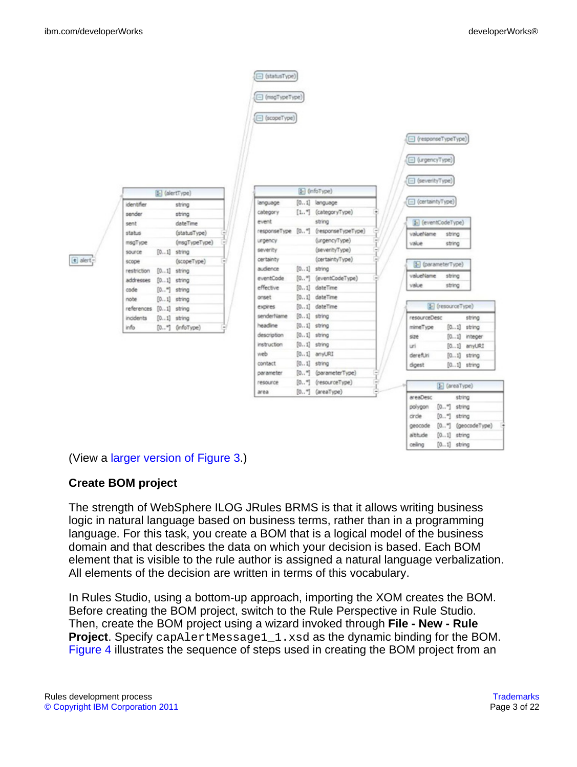(View a larger version of Figure 3.)

### Create BOM project

The strength of WebSphere ILOG JRules BRMS is that it allows writing business logic in natural language based on business terms, rather than in a programming language. For this task, you create a BOM that is a logical model of the business domain and that describes the data on which your decision is based. Each BOM element that is visible to the rule author is assigned a natural language verbalization. All elements of the decision are written in terms of this vocabulary.

In Rules Studio, using a bottom-up approach, importing the XOM creates the BOM. Before creating the BOM project, switch to the Rule Perspective in Rule Studio. Then, create the BOM project using a wizard invoked through **File - New - Rule Project**. Specify `capAlertMessage1_1.xsd` as the dynamic binding for the BOM. Figure 4 illustrates the sequence of steps used in creating the BOM project from an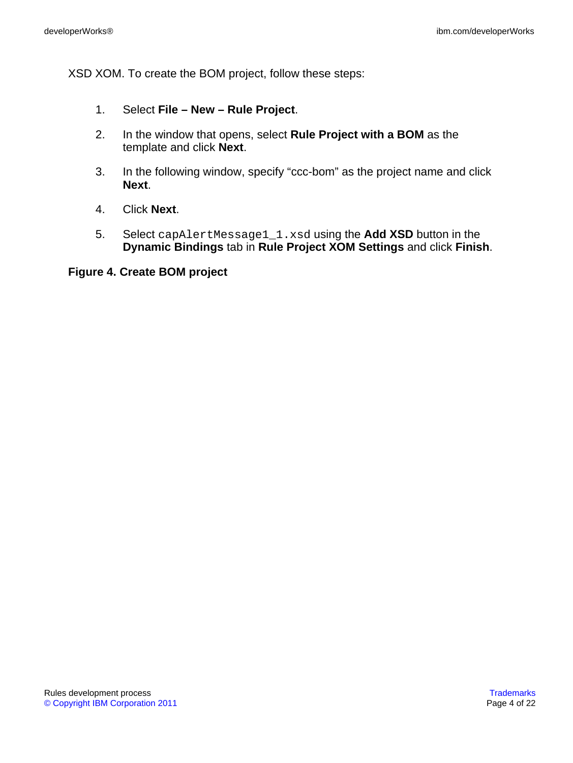XSD XOM. To create the BOM project, follow these steps:

1. Select **File – New – Rule Project**.
2. In the window that opens, select **Rule Project with a BOM** as the template and click **Next**.
3. In the following window, specify “ccc-bom” as the project name and click **Next**.
4. Click **Next**.
5. Select `capAlertMessage1_1.xsd` using the **Add XSD** button in the **Dynamic Bindings** tab in **Rule Project XOM Settings** and click **Finish**.

**Figure 4. Create BOM project**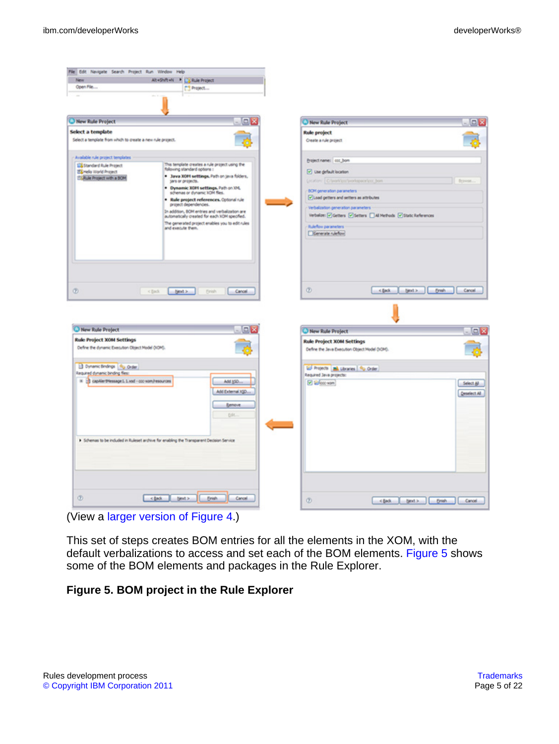(View a larger version of Figure 4.)

This set of steps creates BOM entries for all the elements in the XOM, with the default verbalizations to access and set each of the BOM elements. Figure 5 shows some of the BOM elements and packages in the Rule Explorer.

**Figure 5. BOM project in the Rule Explorer**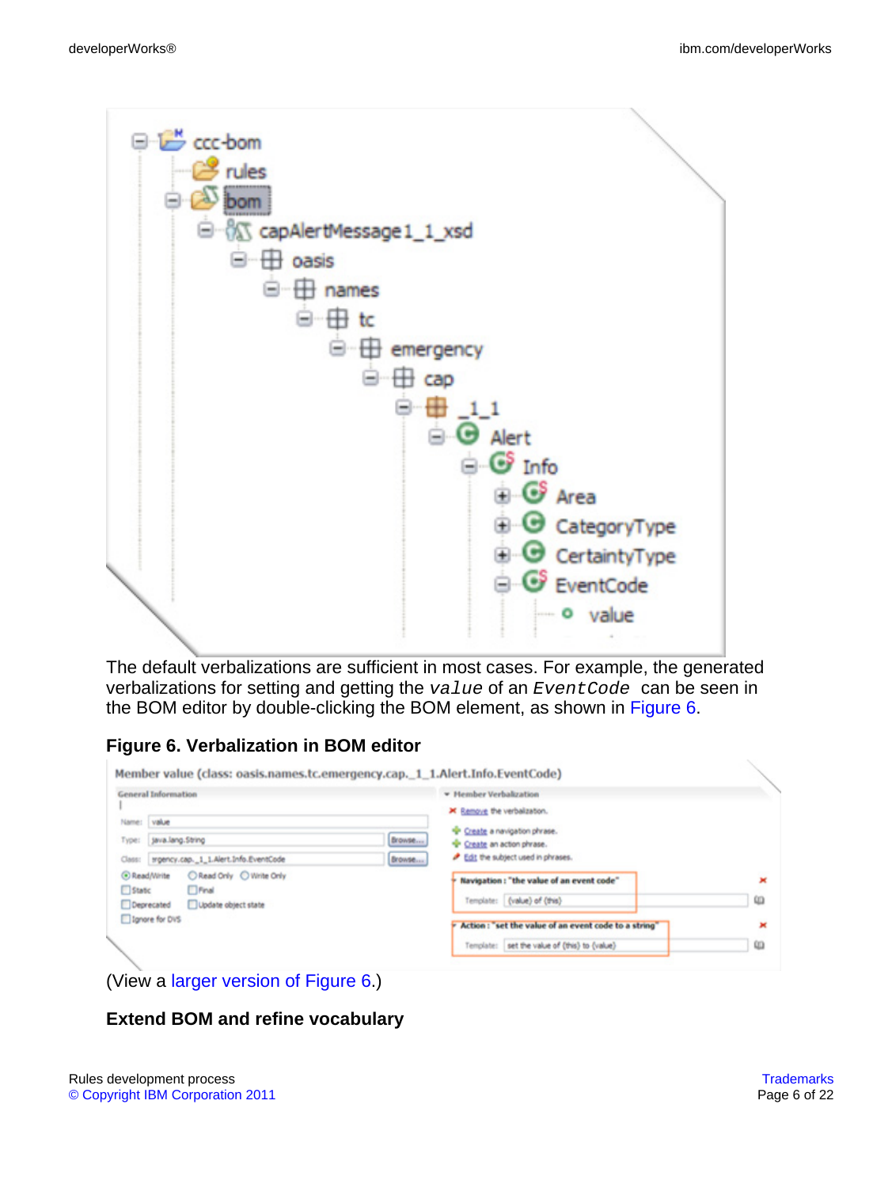The default verbalizations are sufficient in most cases. For example, the generated verbalizations for setting and getting the `value` of an `EventCode` can be seen in the BOM editor by double-clicking the BOM element, as shown in Figure 6.

**Figure 6. Verbalization in BOM editor**

(View a larger version of Figure 6.)

### Extend BOM and refine vocabulary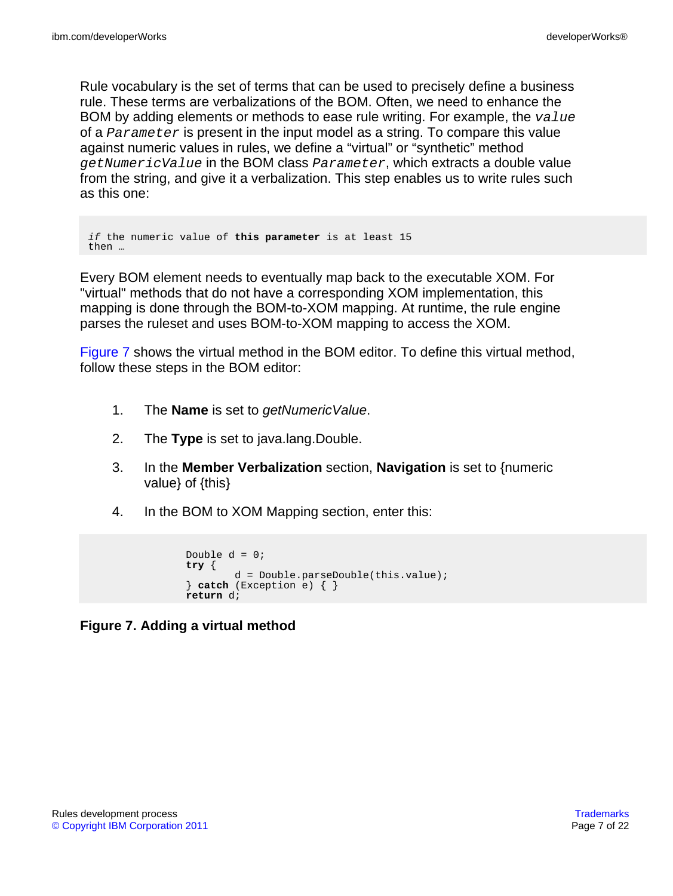Rule vocabulary is the set of terms that can be used to precisely define a business rule. These terms are verbalizations of the BOM. Often, we need to enhance the BOM by adding elements or methods to ease rule writing. For example, the `value` of a `Parameter` is present in the input model as a string. To compare this value against numeric values in rules, we define a "virtual" or "synthetic" method `getNumericValue` in the BOM class `Parameter`, which extracts a double value from the string, and give it a verbalization. This step enables us to write rules such as this one:

```
if the numeric value of this parameter is at least 15
then …
```

Every BOM element needs to eventually map back to the executable XOM. For "virtual" methods that do not have a corresponding XOM implementation, this mapping is done through the BOM-to-XOM mapping. At runtime, the rule engine parses the ruleset and uses BOM-to-XOM mapping to access the XOM.

Figure 7 shows the virtual method in the BOM editor. To define this virtual method, follow these steps in the BOM editor:

1. The **Name** is set to *getNumericValue*.
2. The **Type** is set to java.lang.Double.
3. In the **Member Verbalization** section, **Navigation** is set to {numeric value} of {this}
4. In the BOM to XOM Mapping section, enter this:

```
Double d = 0;
try {
        d = Double.parseDouble(this.value);
} catch (Exception e) { }
return d;
```

**Figure 7. Adding a virtual method**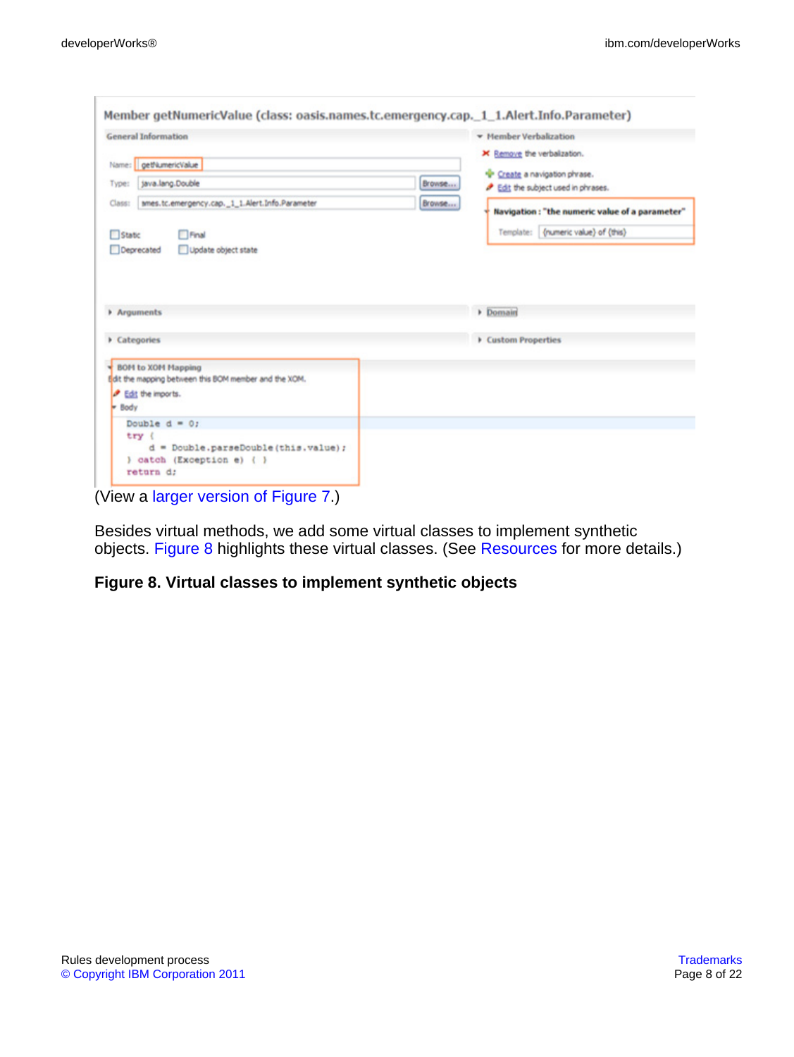(View a larger version of Figure 7.)

Besides virtual methods, we add some virtual classes to implement synthetic objects. Figure 8 highlights these virtual classes. (See Resources for more details.)

**Figure 8. Virtual classes to implement synthetic objects**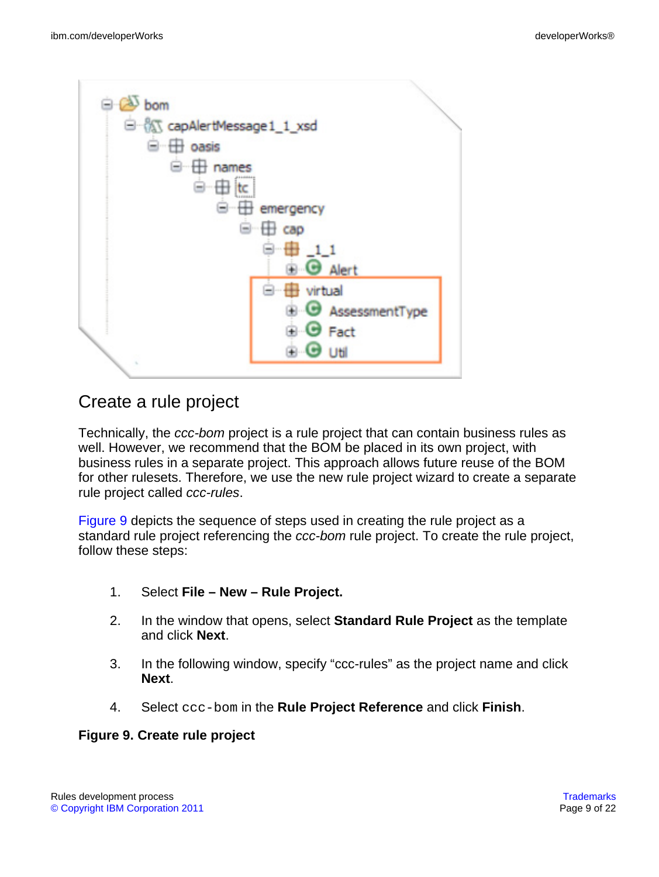## Create a rule project

Technically, the *ccc-bom* project is a rule project that can contain business rules as well. However, we recommend that the BOM be placed in its own project, with business rules in a separate project. This approach allows future reuse of the BOM for other rulesets. Therefore, we use the new rule project wizard to create a separate rule project called *ccc-rules*.

Figure 9 depicts the sequence of steps used in creating the rule project as a standard rule project referencing the *ccc-bom* rule project. To create the rule project, follow these steps:

1. Select **File – New – Rule Project.**
2. In the window that opens, select **Standard Rule Project** as the template and click **Next**.
3. In the following window, specify “ccc-rules” as the project name and click **Next**.
4. Select `ccc-bom` in the **Rule Project Reference** and click **Finish**.

**Figure 9. Create rule project**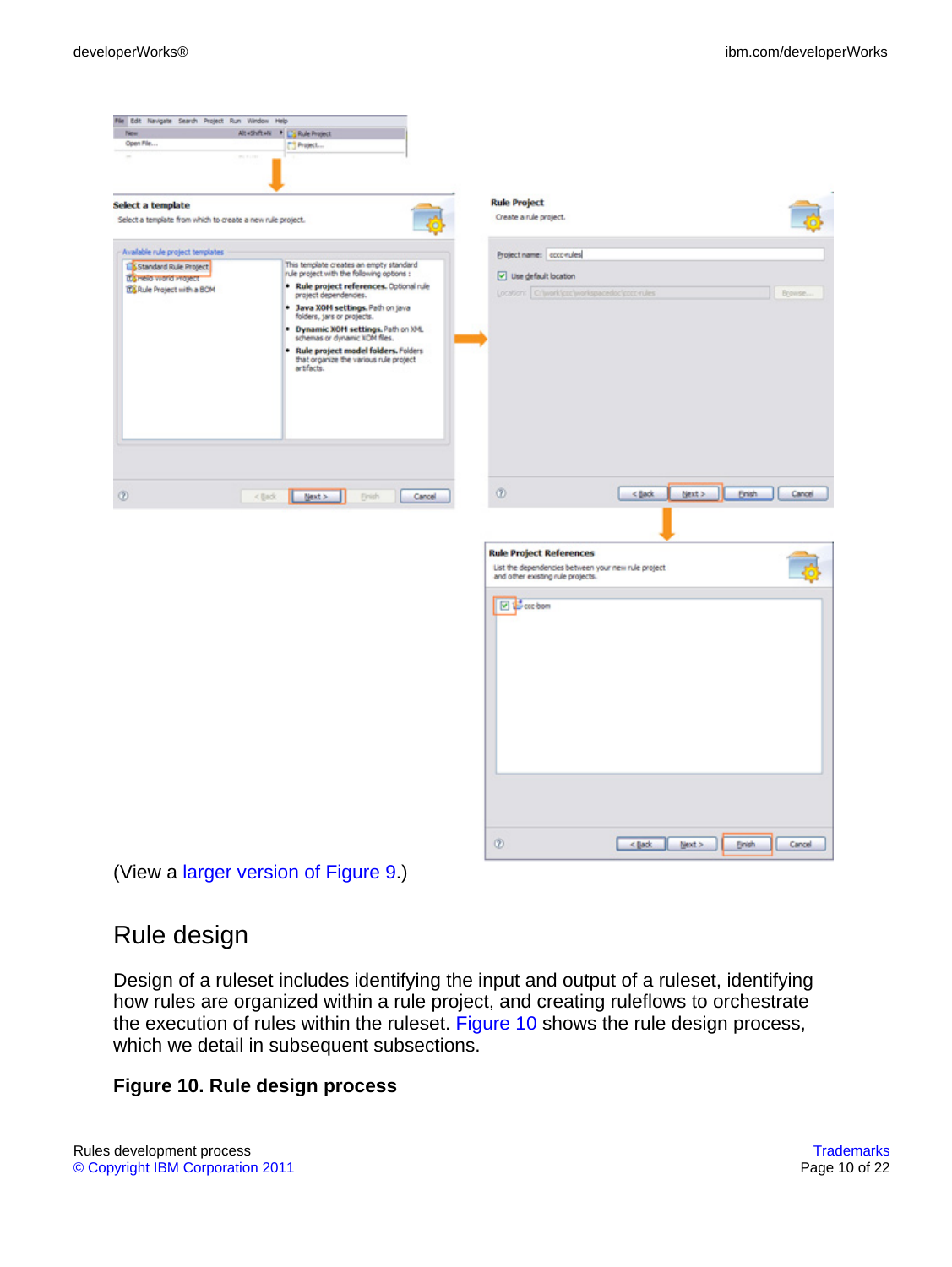(View a larger version of Figure 9.)

## Rule design

Design of a ruleset includes identifying the input and output of a ruleset, identifying how rules are organized within a rule project, and creating ruleflows to orchestrate the execution of rules within the ruleset. Figure 10 shows the rule design process, which we detail in subsequent subsections.

**Figure 10. Rule design process**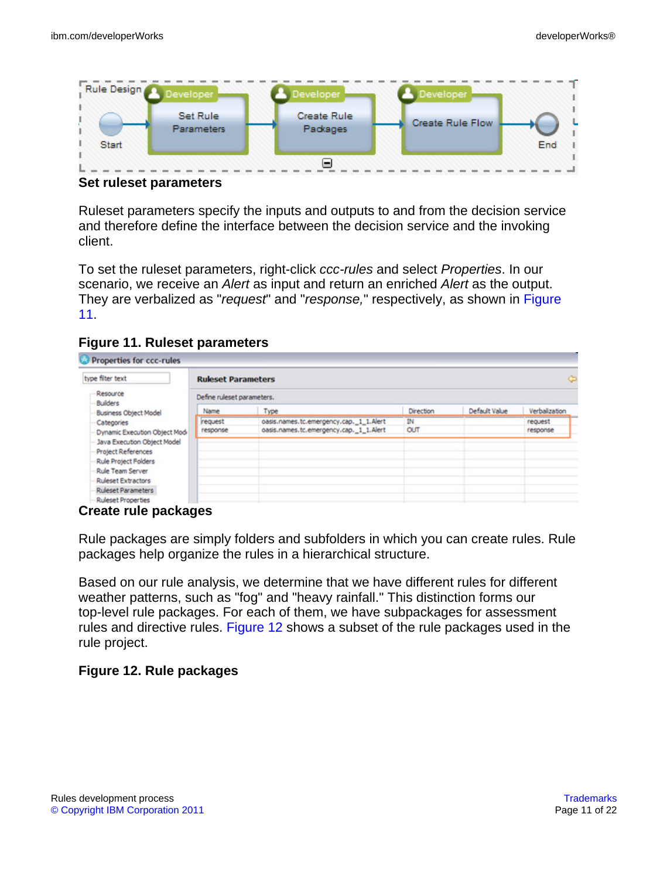### Set ruleset parameters

Ruleset parameters specify the inputs and outputs to and from the decision service and therefore define the interface between the decision service and the invoking client.

To set the ruleset parameters, right-click *ccc-rules* and select *Properties*. In our scenario, we receive an *Alert* as input and return an enriched *Alert* as the output. They are verbalized as "*request*" and "*response,*" respectively, as shown in Figure 11.

**Figure 11. Ruleset parameters**

### Create rule packages

Rule packages are simply folders and subfolders in which you can create rules. Rule packages help organize the rules in a hierarchical structure.

Based on our rule analysis, we determine that we have different rules for different weather patterns, such as "fog" and "heavy rainfall." This distinction forms our top-level rule packages. For each of them, we have subpackages for assessment rules and directive rules. Figure 12 shows a subset of the rule packages used in the rule project.

**Figure 12. Rule packages**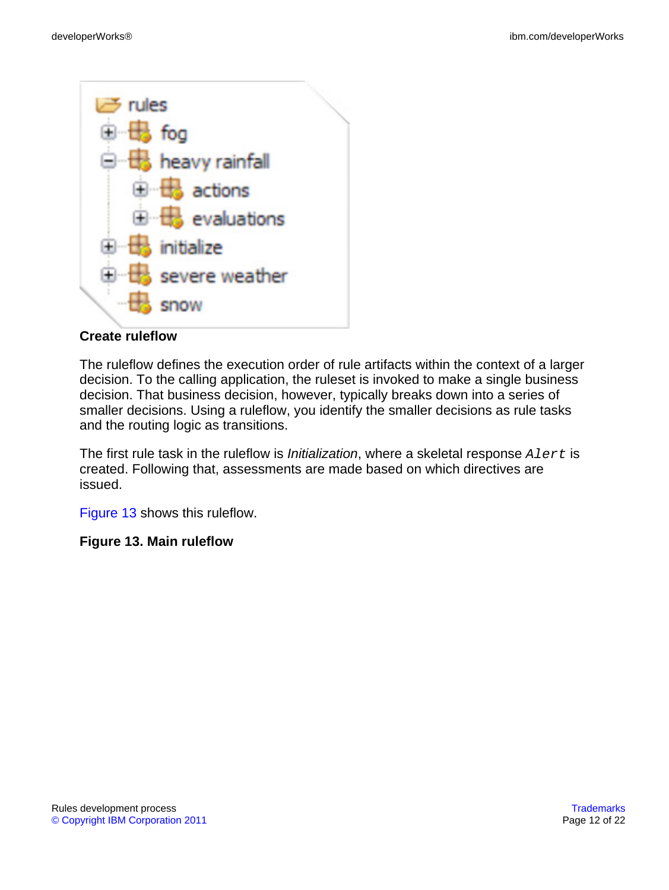**Create ruleflow**

The ruleflow defines the execution order of rule artifacts within the context of a larger decision. To the calling application, the ruleset is invoked to make a single business decision. That business decision, however, typically breaks down into a series of smaller decisions. Using a ruleflow, you identify the smaller decisions as rule tasks and the routing logic as transitions.

The first rule task in the ruleflow is *Initialization*, where a skeletal response `Alert` is created. Following that, assessments are made based on which directives are issued.

Figure 13 shows this ruleflow.

**Figure 13. Main ruleflow**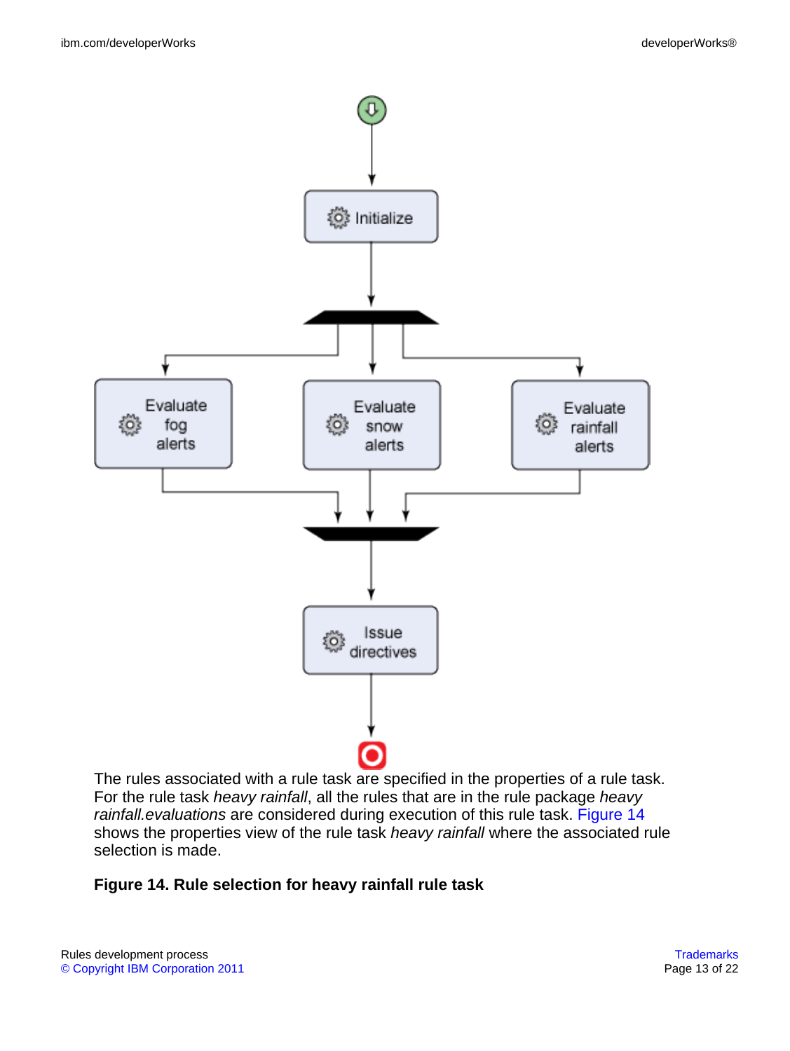The rules associated with a rule task are specified in the properties of a rule task. For the rule task *heavy rainfall*, all the rules that are in the rule package *heavy rainfall.evaluations* are considered during execution of this rule task. Figure 14 shows the properties view of the rule task *heavy rainfall* where the associated rule selection is made.

**Figure 14. Rule selection for heavy rainfall rule task**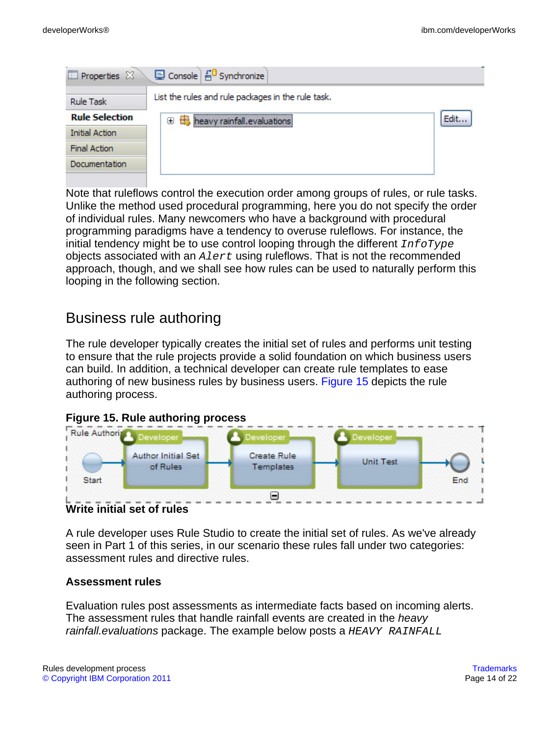Note that ruleflows control the execution order among groups of rules, or rule tasks. Unlike the method used procedural programming, here you do not specify the order of individual rules. Many newcomers who have a background with procedural programming paradigms have a tendency to overuse ruleflows. For instance, the initial tendency might be to use control looping through the different `InfoType` objects associated with an `Alert` using ruleflows. That is not the recommended approach, though, and we shall see how rules can be used to naturally perform this looping in the following section.

## Business rule authoring

The rule developer typically creates the initial set of rules and performs unit testing to ensure that the rule projects provide a solid foundation on which business users can build. In addition, a technical developer can create rule templates to ease authoring of new business rules by business users. Figure 15 depicts the rule authoring process.

**Figure 15. Rule authoring process**

### Write initial set of rules

A rule developer uses Rule Studio to create the initial set of rules. As we've already seen in Part 1 of this series, in our scenario these rules fall under two categories: assessment rules and directive rules.

#### Assessment rules

Evaluation rules post assessments as intermediate facts based on incoming alerts. The assessment rules that handle rainfall events are created in the *heavy rainfall.evaluations* package. The example below posts a `HEAVY RAINFALL`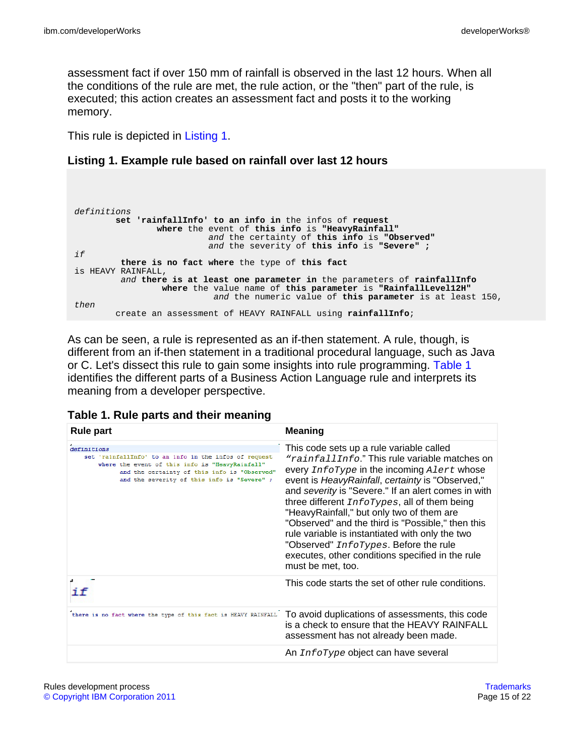assessment fact if over 150 mm of rainfall is observed in the last 12 hours. When all the conditions of the rule are met, the rule action, or the "then" part of the rule, is executed; this action creates an assessment fact and posts it to the working memory.

This rule is depicted in Listing 1.

**Listing 1. Example rule based on rainfall over last 12 hours**

```
definitions
        set 'rainfallInfo' to an info in the infos of request
                where the event of this info is "HeavyRainfall"
                          and the certainty of this info is "Observed"
                          and the severity of this info is "Severe" ;
if
         there is no fact where the type of this fact
is HEAVY RAINFALL,
         and there is at least one parameter in the parameters of rainfallInfo
                 where the value name of this parameter is "RainfallLevel12H"
                           and the numeric value of this parameter is at least 150,
then
        create an assessment of HEAVY RAINFALL using rainfallInfo;
```

As can be seen, a rule is represented as an if-then statement. A rule, though, is different from an if-then statement in a traditional procedural language, such as Java or C. Let's dissect this rule to gain some insights into rule programming. Table 1 identifies the different parts of a Business Action Language rule and interprets its meaning from a developer perspective.

**Table 1. Rule parts and their meaning**

| Rule part | Meaning |
|---|---|
| `definitions set 'rainfallInfo' to an info in the infos of request where the event of this info is "HeavyRainfall" and the certainty of this info is "Observed" and the severity of this info is "Severe" ;` | This code sets up a rule variable called *"rainfallInfo*." This rule variable matches on every `InfoType` in the incoming `Alert` whose event is *HeavyRainfall*, *certainty* is "Observed," and *severity* is "Severe." If an alert comes in with three different `InfoTypes`, all of them being "HeavyRainfall," but only two of them are "Observed" and the third is "Possible," then this rule variable is instantiated with only the two "Observed" `InfoTypes`. Before the rule executes, other conditions specified in the rule must be met, too. |
| `if` | This code starts the set of other rule conditions. |
| `there is no fact where the type of this fact is HEAVY RAINFALL` | To avoid duplications of assessments, this code is a check to ensure that the HEAVY RAINFALL assessment has not already been made. |
| | An `InfoType` object can have several |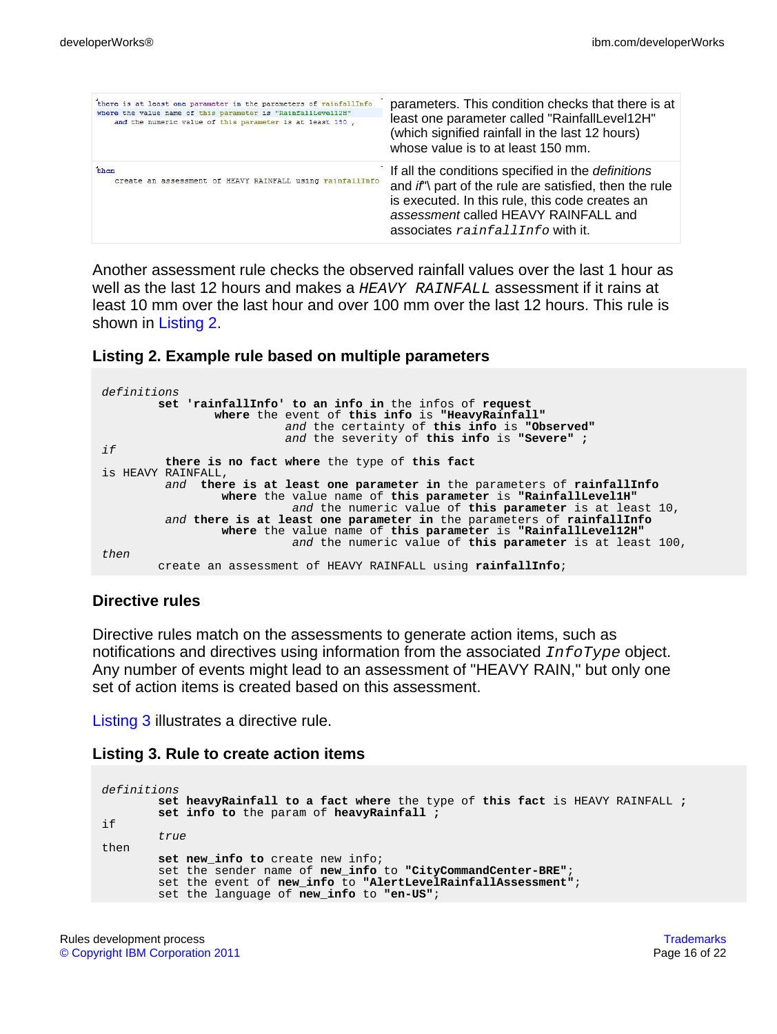| | |
|---|---|
| there is at least one parameter in the parameters of rainfallInfo where the value name of this parameter is "RainfallLevel12H" and the numeric value of this parameter is at least 150 , | parameters. This condition checks that there is at least one parameter called "RainfallLevel12H" (which signified rainfall in the last 12 hours) whose value is to at least 150 mm. |
| then create an assessment of HEAVY RAINFALL using rainfallInfo | If all the conditions specified in the *definitions* and *if*"\ part of the rule are satisfied, then the rule is executed. In this rule, this code creates an *assessment* called HEAVY RAINFALL and associates `rainfallInfo` with it. |

Another assessment rule checks the observed rainfall values over the last 1 hour as well as the last 12 hours and makes a `HEAVY RAINFALL` assessment if it rains at least 10 mm over the last hour and over 100 mm over the last 12 hours. This rule is shown in Listing 2.

### Listing 2. Example rule based on multiple parameters

```
definitions
        set 'rainfallInfo' to an info in the infos of request
                where the event of this info is "HeavyRainfall"
                          and the certainty of this info is "Observed"
                          and the severity of this info is "Severe" ;
if
         there is no fact where the type of this fact
is HEAVY RAINFALL,
         and  there is at least one parameter in the parameters of rainfallInfo
                 where the value name of this parameter is "RainfallLevel1H"
                           and the numeric value of this parameter is at least 10,
         and there is at least one parameter in the parameters of rainfallInfo
                 where the value name of this parameter is "RainfallLevel12H"
                           and the numeric value of this parameter is at least 100,
then
        create an assessment of HEAVY RAINFALL using rainfallInfo;
```

### Directive rules

Directive rules match on the assessments to generate action items, such as notifications and directives using information from the associated `InfoType` object. Any number of events might lead to an assessment of "HEAVY RAIN," but only one set of action items is created based on this assessment.

Listing 3 illustrates a directive rule.

### Listing 3. Rule to create action items

```
definitions
        set heavyRainfall to a fact where the type of this fact is HEAVY RAINFALL ;
        set info to the param of heavyRainfall ;
if
        true
then
        set new_info to create new info;
        set the sender name of new_info to "CityCommandCenter-BRE";
        set the event of new_info to "AlertLevelRainfallAssessment";
        set the language of new_info to "en-US";
```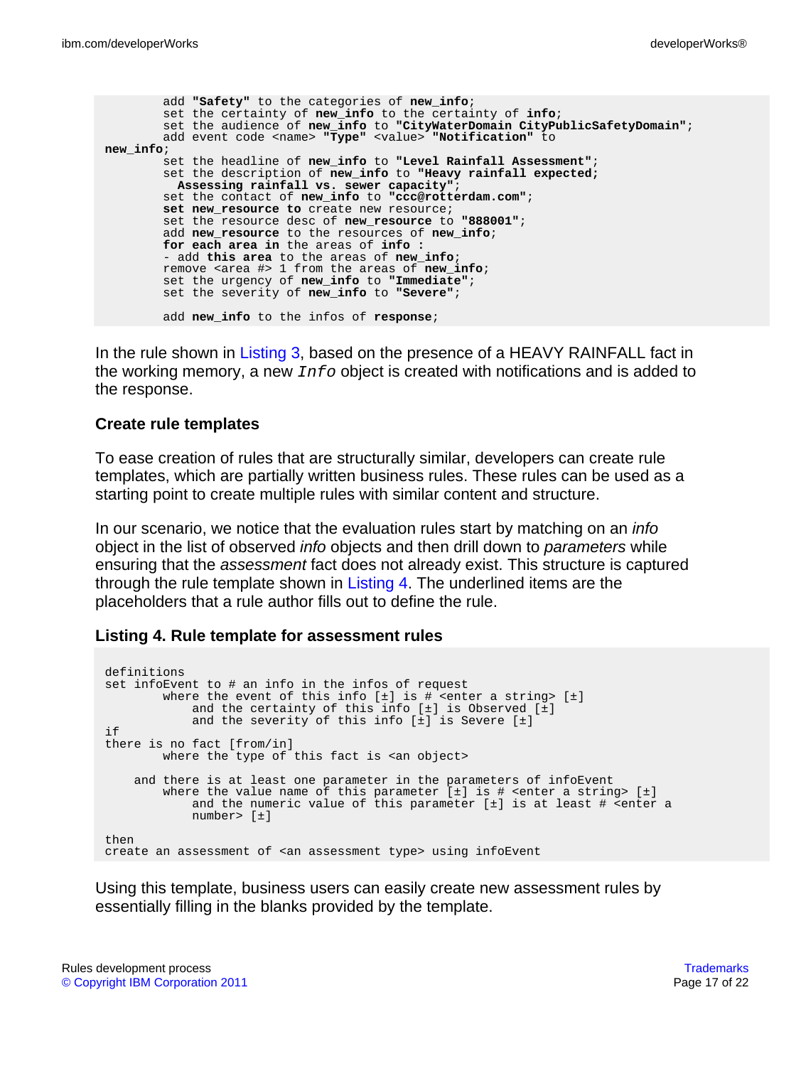```
        add "Safety" to the categories of new_info;
        set the certainty of new_info to the certainty of info;
        set the audience of new_info to "CityWaterDomain CityPublicSafetyDomain";
        add event code <name> "Type" <value> "Notification" to
new_info;
        set the headline of new_info to "Level Rainfall Assessment";
        set the description of new_info to "Heavy rainfall expected;
          Assessing rainfall vs. sewer capacity";
        set the contact of new_info to "ccc@rotterdam.com";
        set new_resource to create new resource;
        set the resource desc of new_resource to "888001";
        add new_resource to the resources of new_info;
        for each area in the areas of info :
        - add this area to the areas of new_info;
        remove <area #> 1 from the areas of new_info;
        set the urgency of new_info to "Immediate";
        set the severity of new_info to "Severe";

        add new_info to the infos of response;
```

In the rule shown in Listing 3, based on the presence of a HEAVY RAINFALL fact in the working memory, a new `Info` object is created with notifications and is added to the response.

### Create rule templates

To ease creation of rules that are structurally similar, developers can create rule templates, which are partially written business rules. These rules can be used as a starting point to create multiple rules with similar content and structure.

In our scenario, we notice that the evaluation rules start by matching on an *info* object in the list of observed *info* objects and then drill down to *parameters* while ensuring that the *assessment* fact does not already exist. This structure is captured through the rule template shown in Listing 4. The underlined items are the placeholders that a rule author fills out to define the rule.

#### Listing 4. Rule template for assessment rules

```
definitions
set infoEvent to # an info in the infos of request
        where the event of this info [±] is # <enter a string> [±]
            and the certainty of this info [±] is Observed [±]
            and the severity of this info [±] is Severe [±]
if
there is no fact [from/in]
        where the type of this fact is <an object>

    and there is at least one parameter in the parameters of infoEvent
        where the value name of this parameter [±] is # <enter a string> [±]
            and the numeric value of this parameter [±] is at least # <enter a
            number> [±]

then
create an assessment of <an assessment type> using infoEvent
```

Using this template, business users can easily create new assessment rules by essentially filling in the blanks provided by the template.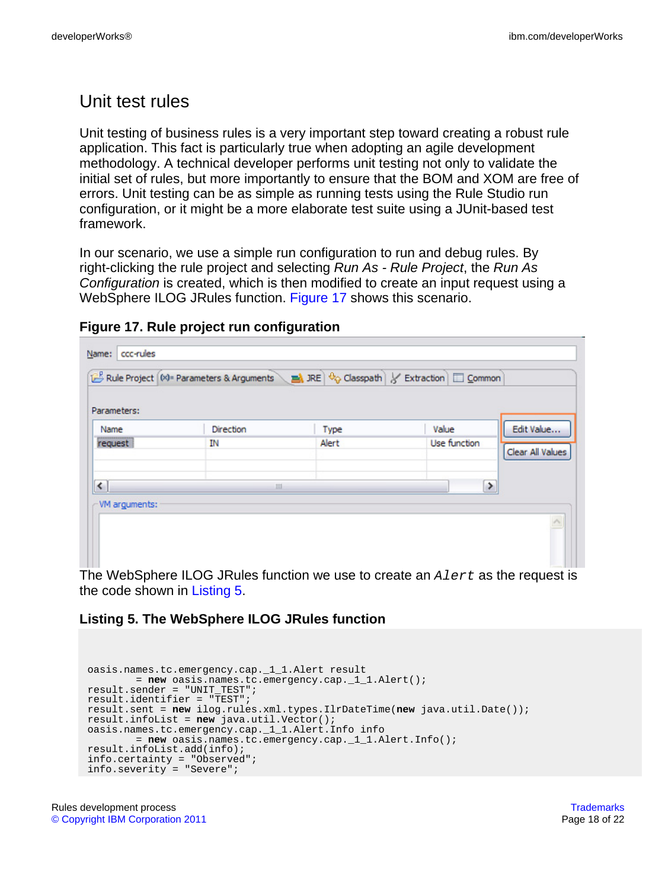## Unit test rules

Unit testing of business rules is a very important step toward creating a robust rule application. This fact is particularly true when adopting an agile development methodology. A technical developer performs unit testing not only to validate the initial set of rules, but more importantly to ensure that the BOM and XOM are free of errors. Unit testing can be as simple as running tests using the Rule Studio run configuration, or it might be a more elaborate test suite using a JUnit-based test framework.

In our scenario, we use a simple run configuration to run and debug rules. By right-clicking the rule project and selecting *Run As - Rule Project*, the *Run As Configuration* is created, which is then modified to create an input request using a WebSphere ILOG JRules function. Figure 17 shows this scenario.

**Figure 17. Rule project run configuration**

The WebSphere ILOG JRules function we use to create an `Alert` as the request is the code shown in Listing 5.

**Listing 5. The WebSphere ILOG JRules function**

```
oasis.names.tc.emergency.cap._1_1.Alert result
        = new oasis.names.tc.emergency.cap._1_1.Alert();
result.sender = "UNIT_TEST";
result.identifier = "TEST";
result.sent = new ilog.rules.xml.types.IlrDateTime(new java.util.Date());
result.infoList = new java.util.Vector();
oasis.names.tc.emergency.cap._1_1.Alert.Info info
        = new oasis.names.tc.emergency.cap._1_1.Alert.Info();
result.infoList.add(info);
info.certainty = "Observed";
info.severity = "Severe";
```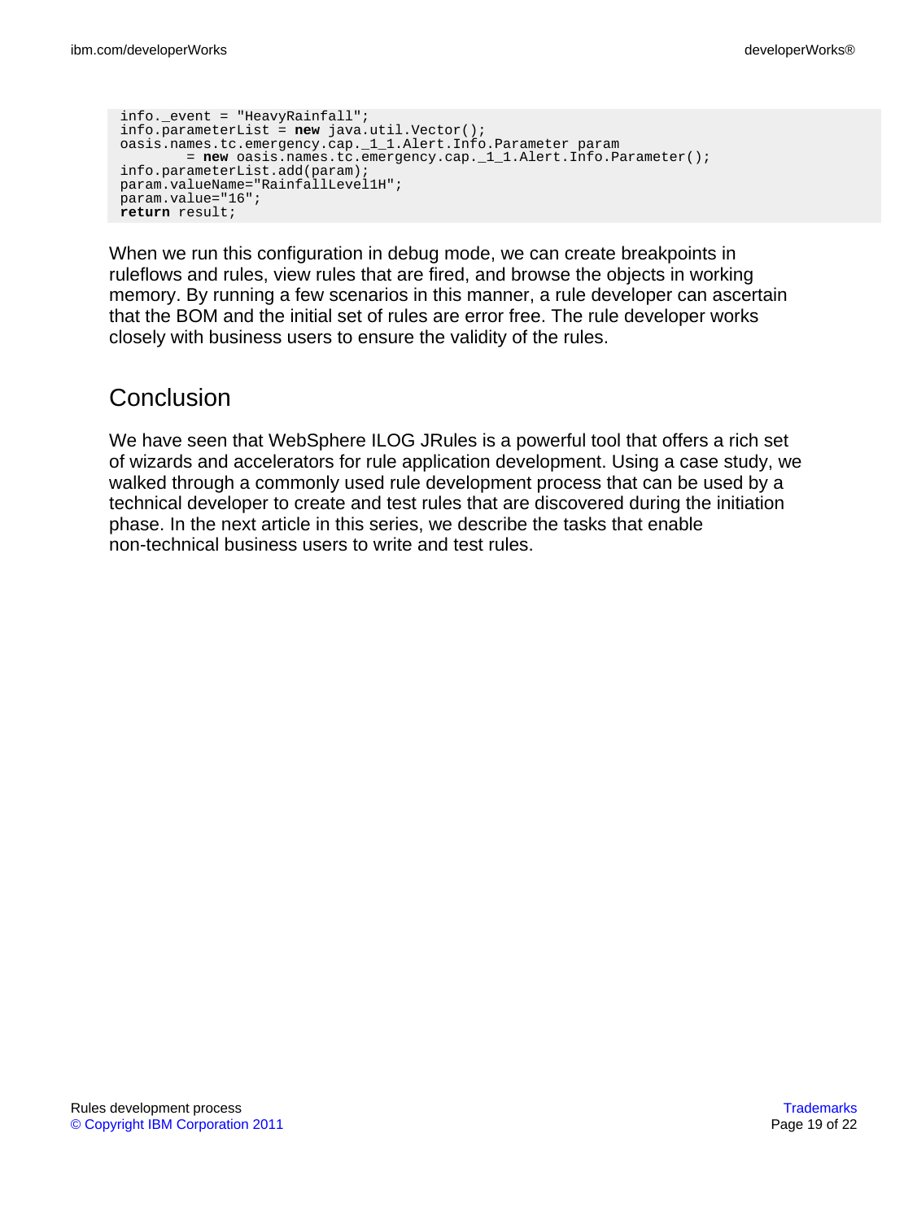```
info._event = "HeavyRainfall";
info.parameterList = new java.util.Vector();
oasis.names.tc.emergency.cap._1_1.Alert.Info.Parameter param
        = new oasis.names.tc.emergency.cap._1_1.Alert.Info.Parameter();
info.parameterList.add(param);
param.valueName="RainfallLevel1H";
param.value="16";
return result;
```

When we run this configuration in debug mode, we can create breakpoints in ruleflows and rules, view rules that are fired, and browse the objects in working memory. By running a few scenarios in this manner, a rule developer can ascertain that the BOM and the initial set of rules are error free. The rule developer works closely with business users to ensure the validity of the rules.

## Conclusion

We have seen that WebSphere ILOG JRules is a powerful tool that offers a rich set of wizards and accelerators for rule application development. Using a case study, we walked through a commonly used rule development process that can be used by a technical developer to create and test rules that are discovered during the initiation phase. In the next article in this series, we describe the tasks that enable non-technical business users to write and test rules.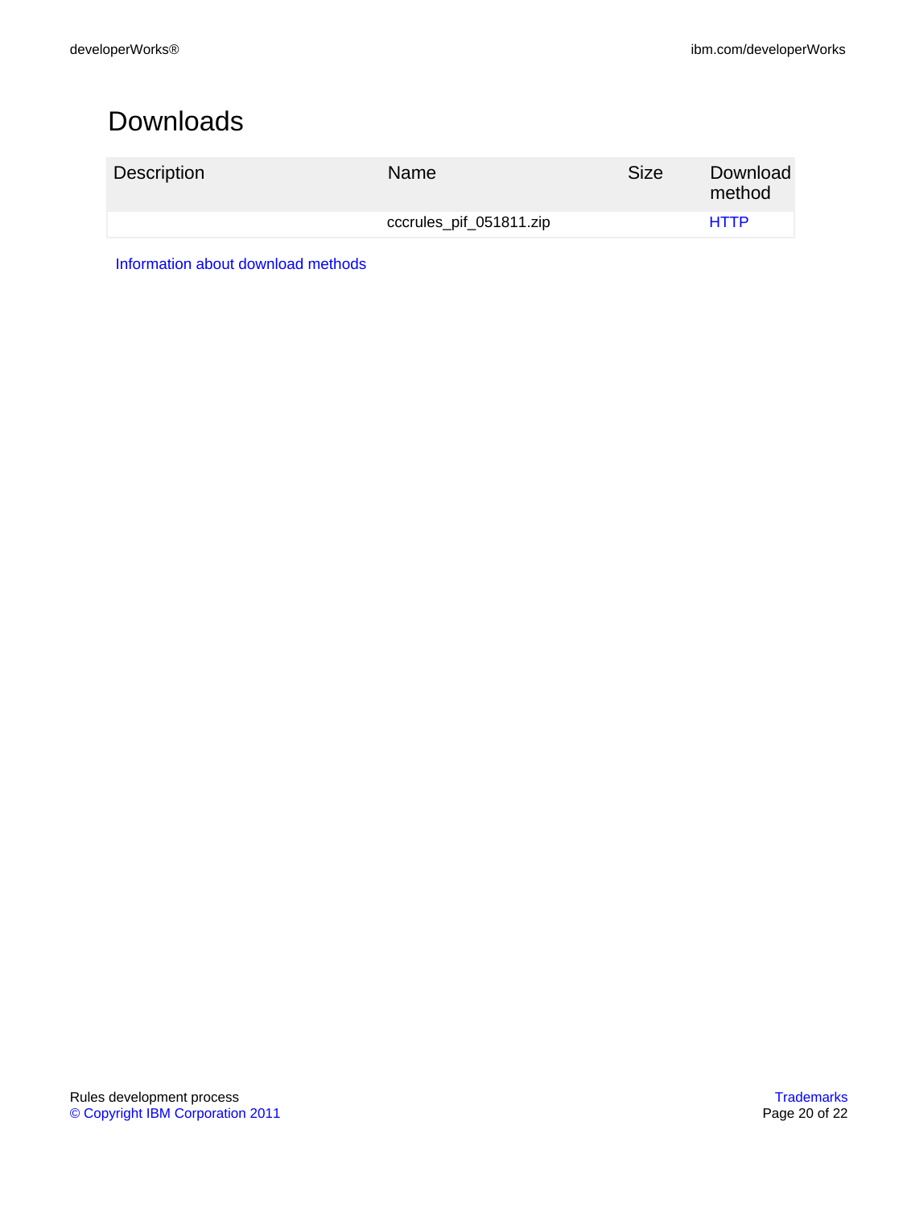# Downloads

| Description | Name | Size | Download method |
| --- | --- | --- | --- |
| | cccrules_pif_051811.zip | | HTTP |

Information about download methods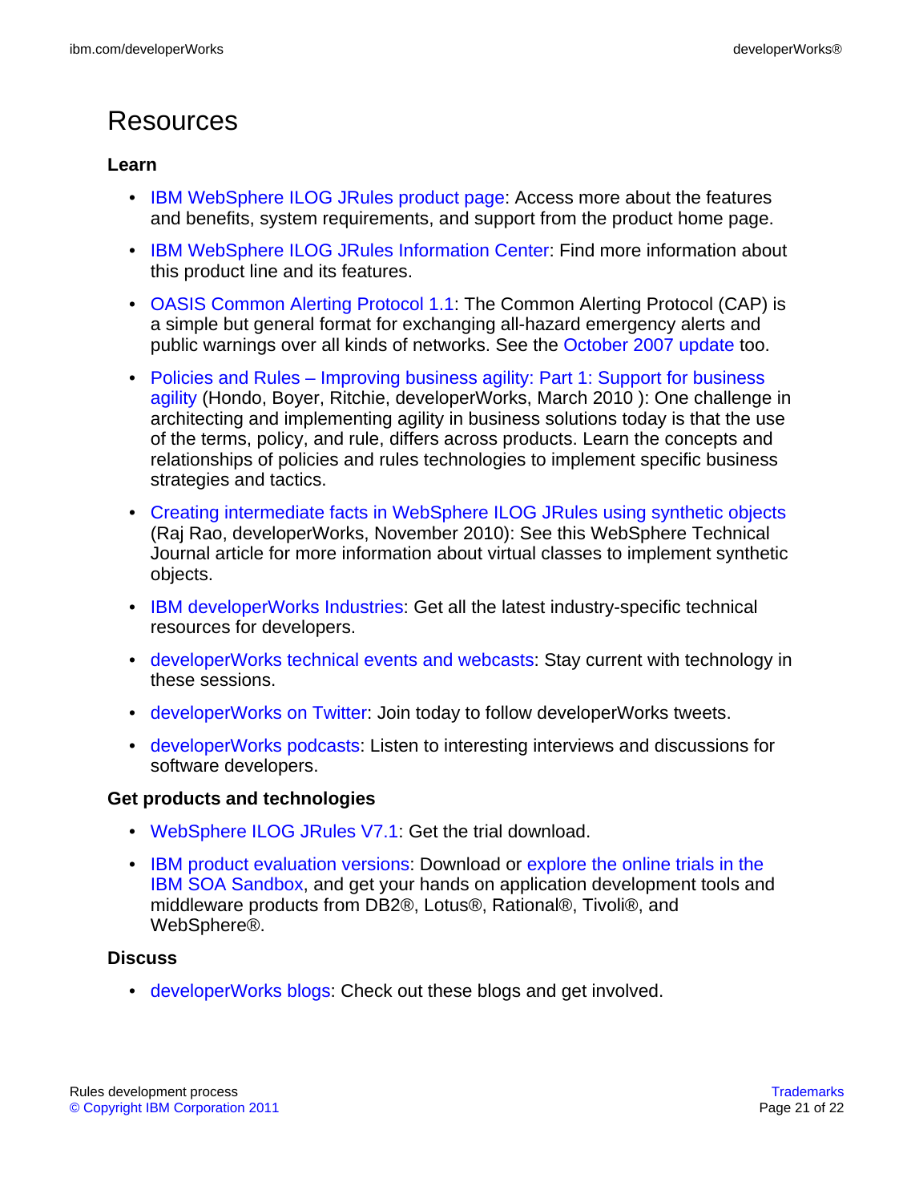# Resources

### Learn

- IBM WebSphere ILOG JRules product page: Access more about the features and benefits, system requirements, and support from the product home page.
- IBM WebSphere ILOG JRules Information Center: Find more information about this product line and its features.
- OASIS Common Alerting Protocol 1.1: The Common Alerting Protocol (CAP) is a simple but general format for exchanging all-hazard emergency alerts and public warnings over all kinds of networks. See the October 2007 update too.
- Policies and Rules – Improving business agility: Part 1: Support for business agility (Hondo, Boyer, Ritchie, developerWorks, March 2010 ): One challenge in architecting and implementing agility in business solutions today is that the use of the terms, policy, and rule, differs across products. Learn the concepts and relationships of policies and rules technologies to implement specific business strategies and tactics.
- Creating intermediate facts in WebSphere ILOG JRules using synthetic objects (Raj Rao, developerWorks, November 2010): See this WebSphere Technical Journal article for more information about virtual classes to implement synthetic objects.
- IBM developerWorks Industries: Get all the latest industry-specific technical resources for developers.
- developerWorks technical events and webcasts: Stay current with technology in these sessions.
- developerWorks on Twitter: Join today to follow developerWorks tweets.
- developerWorks podcasts: Listen to interesting interviews and discussions for software developers.

### Get products and technologies

- WebSphere ILOG JRules V7.1: Get the trial download.
- IBM product evaluation versions: Download or explore the online trials in the IBM SOA Sandbox, and get your hands on application development tools and middleware products from DB2®, Lotus®, Rational®, Tivoli®, and WebSphere®.

### Discuss

- developerWorks blogs: Check out these blogs and get involved.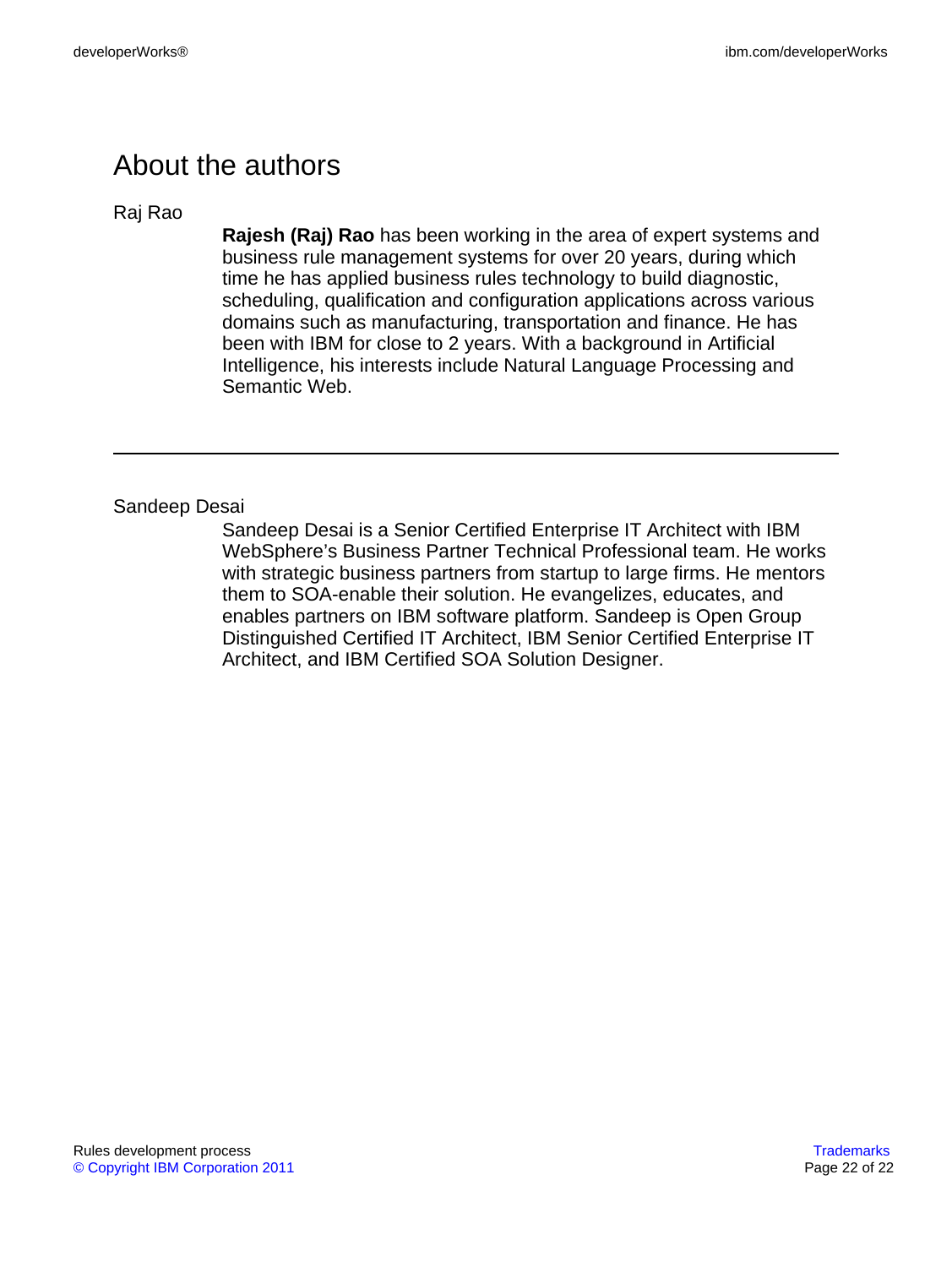## About the authors

Raj Rao

**Rajesh (Raj) Rao** has been working in the area of expert systems and business rule management systems for over 20 years, during which time he has applied business rules technology to build diagnostic, scheduling, qualification and configuration applications across various domains such as manufacturing, transportation and finance. He has been with IBM for close to 2 years. With a background in Artificial Intelligence, his interests include Natural Language Processing and Semantic Web.

---

Sandeep Desai

Sandeep Desai is a Senior Certified Enterprise IT Architect with IBM WebSphere's Business Partner Technical Professional team. He works with strategic business partners from startup to large firms. He mentors them to SOA-enable their solution. He evangelizes, educates, and enables partners on IBM software platform. Sandeep is Open Group Distinguished Certified IT Architect, IBM Senior Certified Enterprise IT Architect, and IBM Certified SOA Solution Designer.